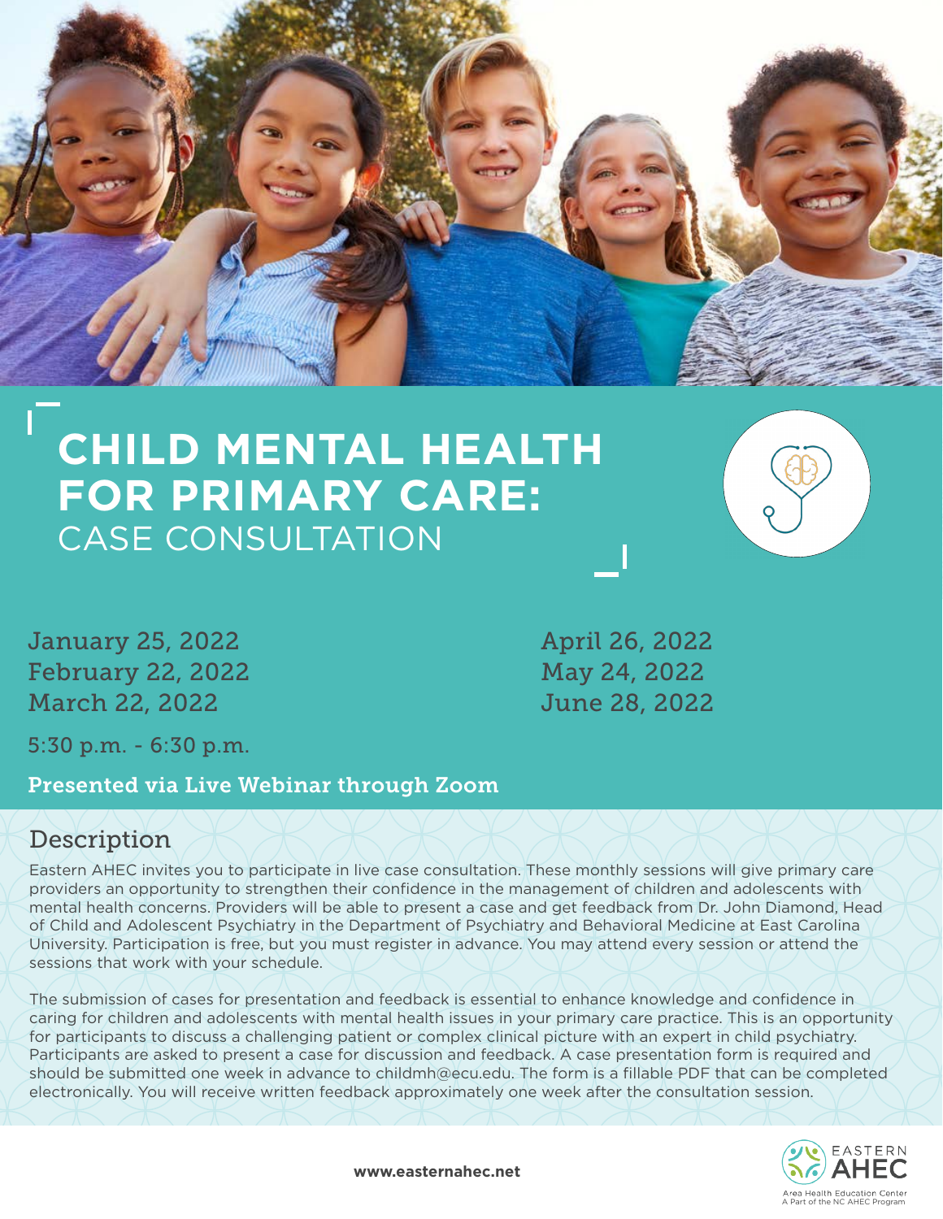# CHILD MENTAL HEALTH FOR PRIMARY CARE: CASE CONSULTATION

January 25, 2022
February 22, 2022
March 22, 2022
April 26, 2022
May 24, 2022
June 28, 2022

5:30 p.m. - 6:30 p.m.

**Presented via Live Webinar through Zoom**

## Description

Eastern AHEC invites you to participate in live case consultation. These monthly sessions will give primary care providers an opportunity to strengthen their confidence in the management of children and adolescents with mental health concerns. Providers will be able to present a case and get feedback from Dr. John Diamond, Head of Child and Adolescent Psychiatry in the Department of Psychiatry and Behavioral Medicine at East Carolina University. Participation is free, but you must register in advance. You may attend every session or attend the sessions that work with your schedule.

The submission of cases for presentation and feedback is essential to enhance knowledge and confidence in caring for children and adolescents with mental health issues in your primary care practice. This is an opportunity for participants to discuss a challenging patient or complex clinical picture with an expert in child psychiatry. Participants are asked to present a case for discussion and feedback. A case presentation form is required and should be submitted one week in advance to childmh@ecu.edu. The form is a fillable PDF that can be completed electronically. You will receive written feedback approximately one week after the consultation session.

**www.easternahec.net**

EASTERN AHEC
Area Health Education Center
A Part of the NC AHEC Program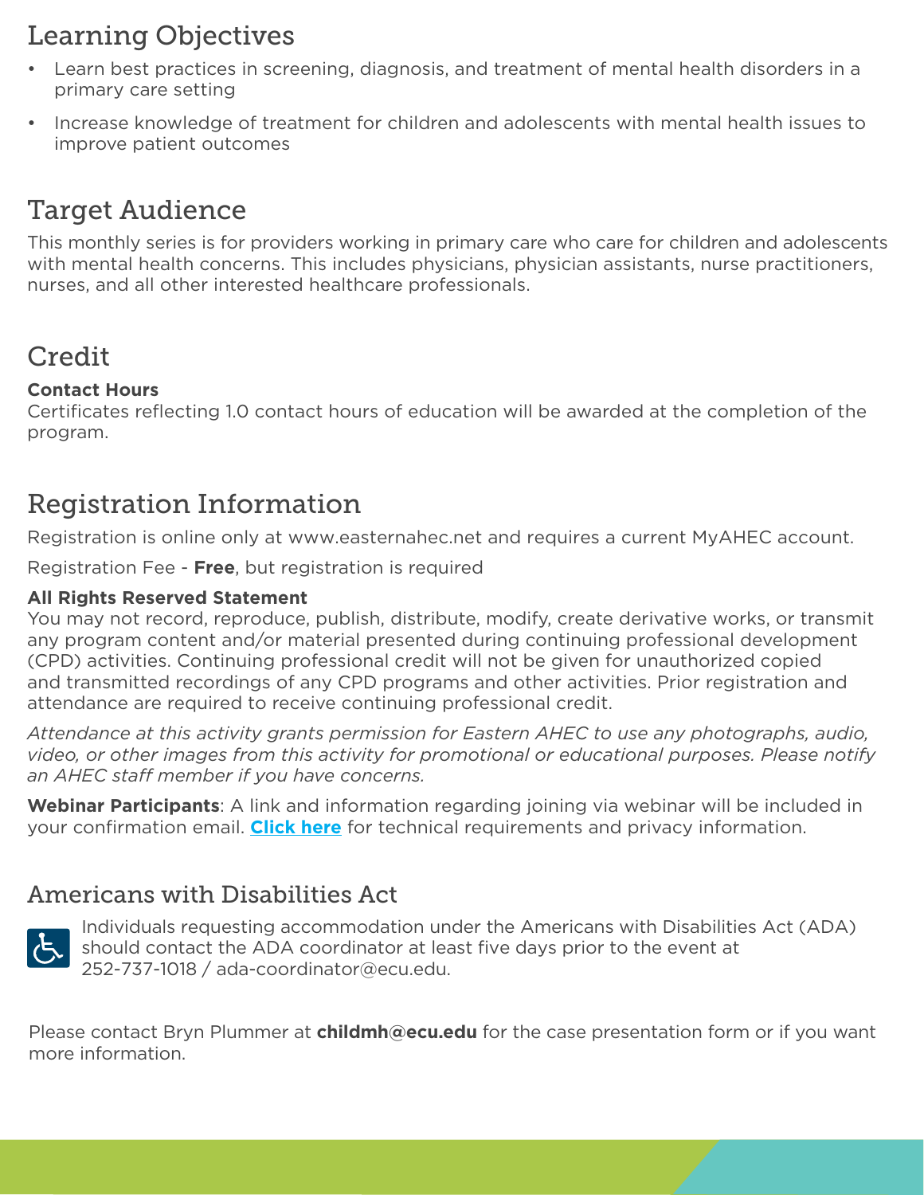## Learning Objectives

- Learn best practices in screening, diagnosis, and treatment of mental health disorders in a primary care setting
- Increase knowledge of treatment for children and adolescents with mental health issues to improve patient outcomes

## Target Audience

This monthly series is for providers working in primary care who care for children and adolescents with mental health concerns. This includes physicians, physician assistants, nurse practitioners, nurses, and all other interested healthcare professionals.

## Credit

**Contact Hours**
Certificates reflecting 1.0 contact hours of education will be awarded at the completion of the program.

## Registration Information

Registration is online only at www.easternahec.net and requires a current MyAHEC account.

Registration Fee - **Free**, but registration is required

**All Rights Reserved Statement**
You may not record, reproduce, publish, distribute, modify, create derivative works, or transmit any program content and/or material presented during continuing professional development (CPD) activities. Continuing professional credit will not be given for unauthorized copied and transmitted recordings of any CPD programs and other activities. Prior registration and attendance are required to receive continuing professional credit.

*Attendance at this activity grants permission for Eastern AHEC to use any photographs, audio, video, or other images from this activity for promotional or educational purposes. Please notify an AHEC staff member if you have concerns.*

**Webinar Participants**: A link and information regarding joining via webinar will be included in your confirmation email. **Click here** for technical requirements and privacy information.

## Americans with Disabilities Act

Individuals requesting accommodation under the Americans with Disabilities Act (ADA) should contact the ADA coordinator at least five days prior to the event at 252-737-1018 / ada-coordinator@ecu.edu.

Please contact Bryn Plummer at **childmh@ecu.edu** for the case presentation form or if you want more information.